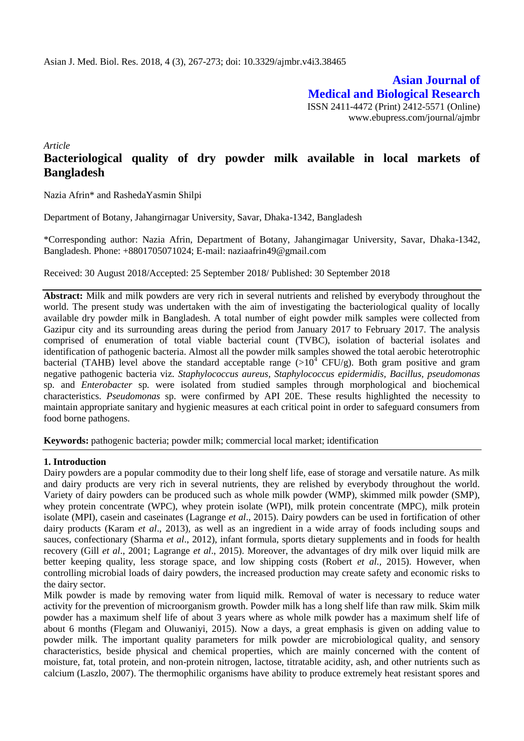Asian J. Med. Biol. Res. 2018, 4 (3), 267-273; doi: 10.3329/ajmbr.v4i3.38465

**Asian Journal of Medical and Biological Research**

ISSN 2411-4472 (Print) 2412-5571 (Online)
www.ebupress.com/journal/ajmbr

*Article*

# Bacteriological quality of dry powder milk available in local markets of Bangladesh

Nazia Afrin* and RashedaYasmin Shilpi

Department of Botany, Jahangirnagar University, Savar, Dhaka-1342, Bangladesh

*Corresponding author: Nazia Afrin, Department of Botany, Jahangirnagar University, Savar, Dhaka-1342, Bangladesh. Phone: +8801705071024; E-mail: naziaafrin49@gmail.com

Received: 30 August 2018/Accepted: 25 September 2018/ Published: 30 September 2018

**Abstract:** Milk and milk powders are very rich in several nutrients and relished by everybody throughout the world. The present study was undertaken with the aim of investigating the bacteriological quality of locally available dry powder milk in Bangladesh. A total number of eight powder milk samples were collected from Gazipur city and its surrounding areas during the period from January 2017 to February 2017. The analysis comprised of enumeration of total viable bacterial count (TVBC), isolation of bacterial isolates and identification of pathogenic bacteria. Almost all the powder milk samples showed the total aerobic heterotrophic bacterial (TAHB) level above the standard acceptable range ($>10^4$ CFU/g). Both gram positive and gram negative pathogenic bacteria viz. *Staphylococcus aureus*, *Staphylococcus epidermidis*, *Bacillus*, *pseudomonas* sp. and *Enterobacter* sp. were isolated from studied samples through morphological and biochemical characteristics. *Pseudomonas* sp. were confirmed by API 20E. These results highlighted the necessity to maintain appropriate sanitary and hygienic measures at each critical point in order to safeguard consumers from food borne pathogens.

**Keywords:** pathogenic bacteria; powder milk; commercial local market; identification

## 1. Introduction

Dairy powders are a popular commodity due to their long shelf life, ease of storage and versatile nature. As milk and dairy products are very rich in several nutrients, they are relished by everybody throughout the world. Variety of dairy powders can be produced such as whole milk powder (WMP), skimmed milk powder (SMP), whey protein concentrate (WPC), whey protein isolate (WPI), milk protein concentrate (MPC), milk protein isolate (MPI), casein and caseinates (Lagrange *et al*., 2015). Dairy powders can be used in fortification of other dairy products (Karam *et al*., 2013), as well as an ingredient in a wide array of foods including soups and sauces, confectionary (Sharma *et al*., 2012), infant formula, sports dietary supplements and in foods for health recovery (Gill *et al*., 2001; Lagrange *et al*., 2015). Moreover, the advantages of dry milk over liquid milk are better keeping quality, less storage space, and low shipping costs (Robert *et al.,* 2015). However, when controlling microbial loads of dairy powders, the increased production may create safety and economic risks to the dairy sector.

Milk powder is made by removing water from liquid milk. Removal of water is necessary to reduce water activity for the prevention of microorganism growth. Powder milk has a long shelf life than raw milk. Skim milk powder has a maximum shelf life of about 3 years where as whole milk powder has a maximum shelf life of about 6 months (Flegam and Oluwaniyi, 2015). Now a days, a great emphasis is given on adding value to powder milk. The important quality parameters for milk powder are microbiological quality, and sensory characteristics, beside physical and chemical properties, which are mainly concerned with the content of moisture, fat, total protein, and non-protein nitrogen, lactose, titratable acidity, ash, and other nutrients such as calcium (Laszlo, 2007). The thermophilic organisms have ability to produce extremely heat resistant spores and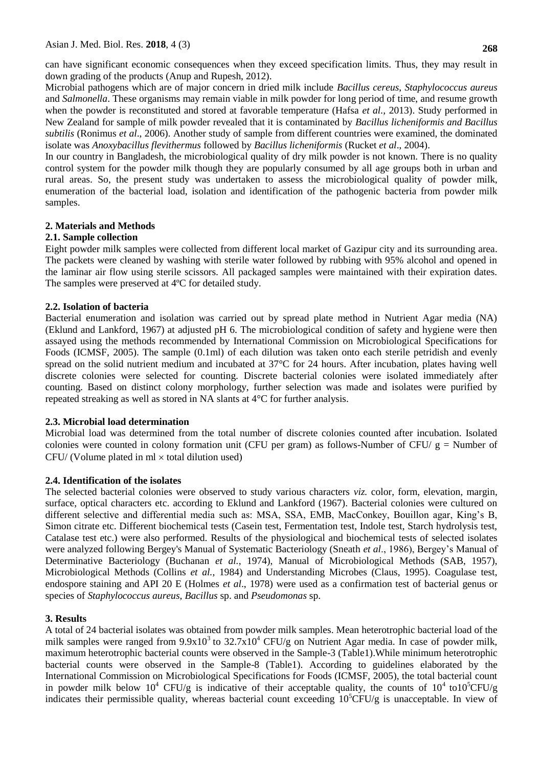can have significant economic consequences when they exceed specification limits. Thus, they may result in down grading of the products (Anup and Rupesh, 2012).

Microbial pathogens which are of major concern in dried milk include *Bacillus cereus*, *Staphylococcus aureus* and *Salmonella*. These organisms may remain viable in milk powder for long period of time, and resume growth when the powder is reconstituted and stored at favorable temperature (Hafsa *et al.,* 2013). Study performed in New Zealand for sample of milk powder revealed that it is contaminated by *Bacillus licheniformis and Bacillus subtilis* (Ronimus *et al*., 2006). Another study of sample from different countries were examined, the dominated isolate was *Anoxybacillus flevithermus* followed by *Bacillus licheniformis* (Rucket *et al*., 2004).

In our country in Bangladesh, the microbiological quality of dry milk powder is not known. There is no quality control system for the powder milk though they are popularly consumed by all age groups both in urban and rural areas. So, the present study was undertaken to assess the microbiological quality of powder milk, enumeration of the bacterial load, isolation and identification of the pathogenic bacteria from powder milk samples.

## 2. Materials and Methods

### 2.1. Sample collection

Eight powder milk samples were collected from different local market of Gazipur city and its surrounding area. The packets were cleaned by washing with sterile water followed by rubbing with 95% alcohol and opened in the laminar air flow using sterile scissors. All packaged samples were maintained with their expiration dates. The samples were preserved at 4ºC for detailed study.

### 2.2. Isolation of bacteria

Bacterial enumeration and isolation was carried out by spread plate method in Nutrient Agar media (NA) (Eklund and Lankford, 1967) at adjusted pH 6. The microbiological condition of safety and hygiene were then assayed using the methods recommended by International Commission on Microbiological Specifications for Foods (ICMSF, 2005). The sample (0.1ml) of each dilution was taken onto each sterile petridish and evenly spread on the solid nutrient medium and incubated at 37°C for 24 hours. After incubation, plates having well discrete colonies were selected for counting. Discrete bacterial colonies were isolated immediately after counting. Based on distinct colony morphology, further selection was made and isolates were purified by repeated streaking as well as stored in NA slants at 4°C for further analysis.

### 2.3. Microbial load determination

Microbial load was determined from the total number of discrete colonies counted after incubation. Isolated colonies were counted in colony formation unit (CFU per gram) as follows-Number of CFU/ g = Number of CFU/ (Volume plated in ml × total dilution used)

### 2.4. Identification of the isolates

The selected bacterial colonies were observed to study various characters *viz.* color, form, elevation, margin, surface, optical characters etc. according to Eklund and Lankford (1967). Bacterial colonies were cultured on different selective and differential media such as: MSA, SSA, EMB, MacConkey, Bouillon agar, King's B, Simon citrate etc. Different biochemical tests (Casein test, Fermentation test, Indole test, Starch hydrolysis test, Catalase test etc.) were also performed. Results of the physiological and biochemical tests of selected isolates were analyzed following Bergey's Manual of Systematic Bacteriology (Sneath *et al*., 1986), Bergey's Manual of Determinative Bacteriology (Buchanan *et al.*, 1974), Manual of Microbiological Methods (SAB, 1957), Microbiological Methods (Collins *et al.*, 1984) and Understanding Microbes (Claus, 1995). Coagulase test, endospore staining and API 20 E (Holmes *et al*., 1978) were used as a confirmation test of bacterial genus or species of *Staphylococcus aureus*, *Bacillus* sp. and *Pseudomonas* sp.

## 3. Results

A total of 24 bacterial isolates was obtained from powder milk samples. Mean heterotrophic bacterial load of the milk samples were ranged from $9.9\text{x}10^3$ to $32.7\text{x}10^4$ CFU/g on Nutrient Agar media. In case of powder milk, maximum heterotrophic bacterial counts were observed in the Sample-3 (Table1).While minimum heterotrophic bacterial counts were observed in the Sample-8 (Table1). According to guidelines elaborated by the International Commission on Microbiological Specifications for Foods (ICMSF, 2005), the total bacterial count in powder milk below $10^4$ CFU/g is indicative of their acceptable quality, the counts of $10^4$ to$10^5$CFU/g indicates their permissible quality, whereas bacterial count exceeding $10^5$CFU/g is unacceptable. In view of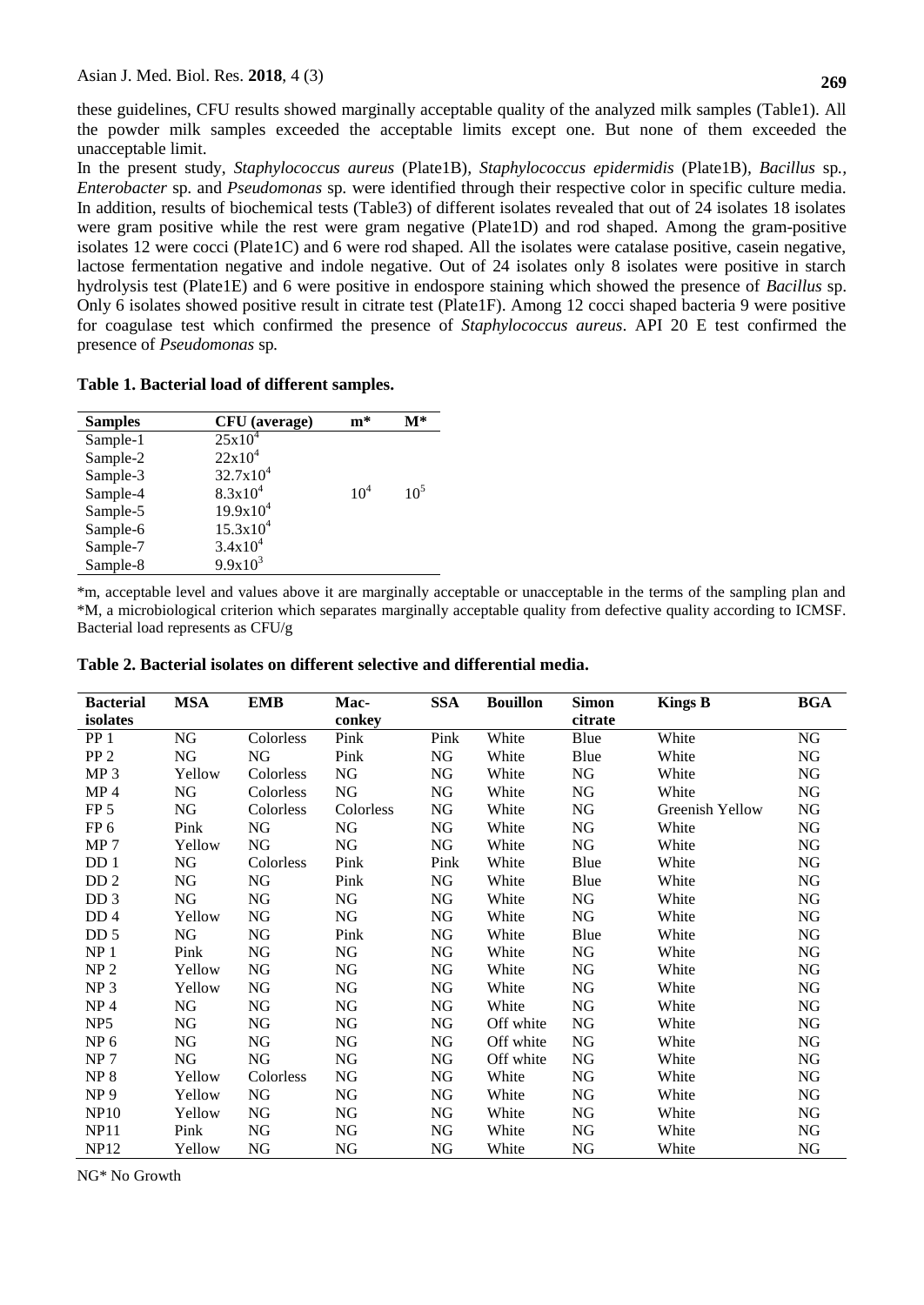these guidelines, CFU results showed marginally acceptable quality of the analyzed milk samples (Table1). All the powder milk samples exceeded the acceptable limits except one. But none of them exceeded the unacceptable limit.

In the present study, *Staphylococcus aureus* (Plate1B), *Staphylococcus epidermidis* (Plate1B), *Bacillus* sp., *Enterobacter* sp. and *Pseudomonas* sp. were identified through their respective color in specific culture media. In addition, results of biochemical tests (Table3) of different isolates revealed that out of 24 isolates 18 isolates were gram positive while the rest were gram negative (Plate1D) and rod shaped. Among the gram-positive isolates 12 were cocci (Plate1C) and 6 were rod shaped. All the isolates were catalase positive, casein negative, lactose fermentation negative and indole negative. Out of 24 isolates only 8 isolates were positive in starch hydrolysis test (Plate1E) and 6 were positive in endospore staining which showed the presence of *Bacillus* sp. Only 6 isolates showed positive result in citrate test (Plate1F). Among 12 cocci shaped bacteria 9 were positive for coagulase test which confirmed the presence of *Staphylococcus aureus*. API 20 E test confirmed the presence of *Pseudomonas* sp.

**Table 1. Bacterial load of different samples.**

| Samples | CFU (average) | m* | M* |
|---|---|---|---|
| Sample-1 | $25x10^4$ | | |
| Sample-2 | $22x10^4$ | | |
| Sample-3 | $32.7x10^4$ | | |
| Sample-4 | $8.3x10^4$ | $10^4$ | $10^5$ |
| Sample-5 | $19.9x10^4$ | | |
| Sample-6 | $15.3x10^4$ | | |
| Sample-7 | $3.4x10^4$ | | |
| Sample-8 | $9.9x10^3$ | | |

*m, acceptable level and values above it are marginally acceptable or unacceptable in the terms of the sampling plan and *M, a microbiological criterion which separates marginally acceptable quality from defective quality according to ICMSF. Bacterial load represents as CFU/g

**Table 2. Bacterial isolates on different selective and differential media.**

| Bacterial isolates | MSA | EMB | Mac-conkey | SSA | Bouillon | Simon citrate | Kings B | BGA |
|---|---|---|---|---|---|---|---|---|
| PP 1 | NG | Colorless | Pink | Pink | White | Blue | White | NG |
| PP 2 | NG | NG | Pink | NG | White | Blue | White | NG |
| MP 3 | Yellow | Colorless | NG | NG | White | NG | White | NG |
| MP 4 | NG | Colorless | NG | NG | White | NG | White | NG |
| FP 5 | NG | Colorless | Colorless | NG | White | NG | Greenish Yellow | NG |
| FP 6 | Pink | NG | NG | NG | White | NG | White | NG |
| MP 7 | Yellow | NG | NG | NG | White | NG | White | NG |
| DD 1 | NG | Colorless | Pink | Pink | White | Blue | White | NG |
| DD 2 | NG | NG | Pink | NG | White | Blue | White | NG |
| DD 3 | NG | NG | NG | NG | White | NG | White | NG |
| DD 4 | Yellow | NG | NG | NG | White | NG | White | NG |
| DD 5 | NG | NG | Pink | NG | White | Blue | White | NG |
| NP 1 | Pink | NG | NG | NG | White | NG | White | NG |
| NP 2 | Yellow | NG | NG | NG | White | NG | White | NG |
| NP 3 | Yellow | NG | NG | NG | White | NG | White | NG |
| NP 4 | NG | NG | NG | NG | White | NG | White | NG |
| NP5 | NG | NG | NG | NG | Off white | NG | White | NG |
| NP 6 | NG | NG | NG | NG | Off white | NG | White | NG |
| NP 7 | NG | NG | NG | NG | Off white | NG | White | NG |
| NP 8 | Yellow | Colorless | NG | NG | White | NG | White | NG |
| NP 9 | Yellow | NG | NG | NG | White | NG | White | NG |
| NP10 | Yellow | NG | NG | NG | White | NG | White | NG |
| NP11 | Pink | NG | NG | NG | White | NG | White | NG |
| NP12 | Yellow | NG | NG | NG | White | NG | White | NG |

NG* No Growth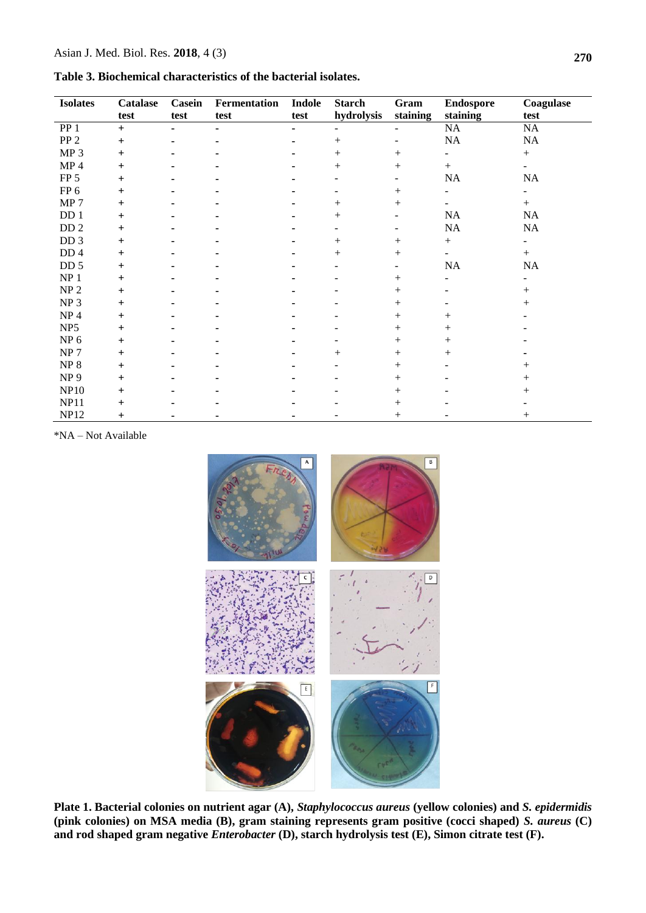**Table 3. Biochemical characteristics of the bacterial isolates.**

| Isolates | Catalase test | Casein test | Fermentation test | Indole test | Starch hydrolysis | Gram staining | Endospore staining | Coagulase test |
|---|---|---|---|---|---|---|---|---|
| PP 1 | + | - | - | - | - | - | NA | NA |
| PP 2 | + | - | - | - | + | - | NA | NA |
| MP 3 | + | - | - | - | + | + | - | + |
| MP 4 | + | - | - | - | + | + | + | - |
| FP 5 | + | - | - | - | - | - | NA | NA |
| FP 6 | + | - | - | - | - | + | - | - |
| MP 7 | + | - | - | - | + | + | - | + |
| DD 1 | + | - | - | - | + | - | NA | NA |
| DD 2 | + | - | - | - | - | - | NA | NA |
| DD 3 | + | - | - | - | + | + | + | - |
| DD 4 | + | - | - | - | + | + | - | + |
| DD 5 | + | - | - | - | - | - | NA | NA |
| NP 1 | + | - | - | - | - | + | - | - |
| NP 2 | + | - | - | - | - | + | - | + |
| NP 3 | + | - | - | - | - | + | - | + |
| NP 4 | + | - | - | - | - | + | + | - |
| NP5 | + | - | - | - | - | + | + | - |
| NP 6 | + | - | - | - | - | + | + | - |
| NP 7 | + | - | - | - | + | + | + | - |
| NP 8 | + | - | - | - | - | + | - | + |
| NP 9 | + | - | - | - | - | + | - | + |
| NP10 | + | - | - | - | - | + | - | + |
| NP11 | + | - | - | - | - | + | - | - |
| NP12 | + | - | - | - | - | + | - | + |

*NA – Not Available

**Plate 1. Bacterial colonies on nutrient agar (A), *Staphylococcus aureus* (yellow colonies) and *S. epidermidis* (pink colonies) on MSA media (B), gram staining represents gram positive (cocci shaped) *S. aureus* (C) and rod shaped gram negative *Enterobacter* (D), starch hydrolysis test (E), Simon citrate test (F).**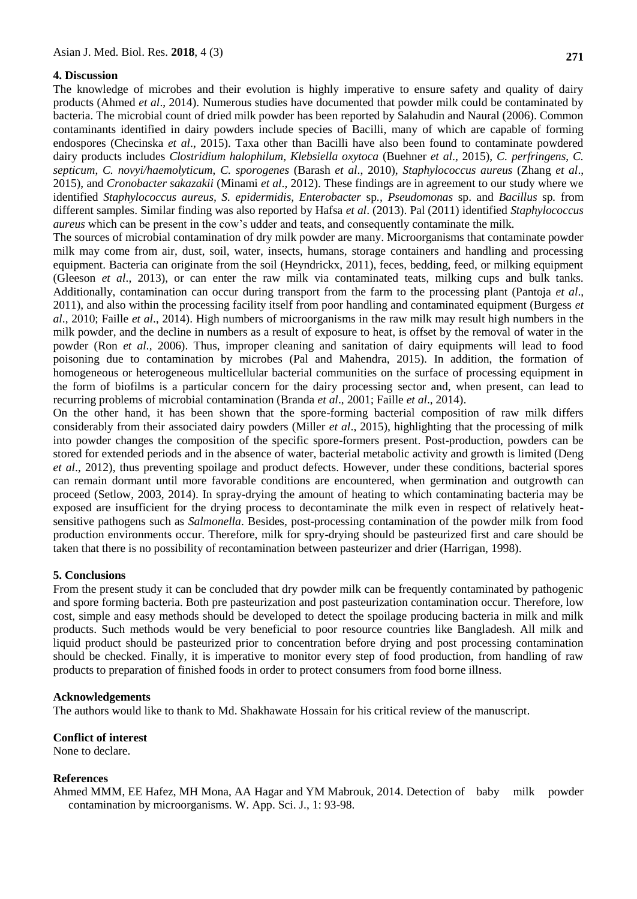## 4. Discussion

The knowledge of microbes and their evolution is highly imperative to ensure safety and quality of dairy products (Ahmed *et al*., 2014). Numerous studies have documented that powder milk could be contaminated by bacteria. The microbial count of dried milk powder has been reported by Salahudin and Naural (2006). Common contaminants identified in dairy powders include species of Bacilli, many of which are capable of forming endospores (Checinska *et al*., 2015). Taxa other than Bacilli have also been found to contaminate powdered dairy products includes *Clostridium halophilum*, *Klebsiella oxytoca* (Buehner *et al*., 2015), *C. perfringens*, *C. septicum, C. novyi/haemolyticum, C. sporogenes* (Barash *et al*., 2010), *Staphylococcus aureus* (Zhang *et al*., 2015), and *Cronobacter sakazakii* (Minami *et al*., 2012). These findings are in agreement to our study where we identified *Staphylococcus aureus*, *S. epidermidis*, *Enterobacter* sp*.*, *Pseudomonas* sp. and *Bacillus* sp*.* from different samples. Similar finding was also reported by Hafsa *et al*. (2013). Pal (2011) identified *Staphylococcus aureus* which can be present in the cow's udder and teats, and consequently contaminate the milk.

The sources of microbial contamination of dry milk powder are many. Microorganisms that contaminate powder milk may come from air, dust, soil, water, insects, humans, storage containers and handling and processing equipment. Bacteria can originate from the soil (Heyndrickx, 2011), feces, bedding, feed, or milking equipment (Gleeson *et al*., 2013), or can enter the raw milk via contaminated teats, milking cups and bulk tanks. Additionally, contamination can occur during transport from the farm to the processing plant (Pantoja *et al*., 2011), and also within the processing facility itself from poor handling and contaminated equipment (Burgess *et al*., 2010; Faille *et al*., 2014). High numbers of microorganisms in the raw milk may result high numbers in the milk powder, and the decline in numbers as a result of exposure to heat, is offset by the removal of water in the powder (Ron *et al.,* 2006). Thus, improper cleaning and sanitation of dairy equipments will lead to food poisoning due to contamination by microbes (Pal and Mahendra, 2015). In addition, the formation of homogeneous or heterogeneous multicellular bacterial communities on the surface of processing equipment in the form of biofilms is a particular concern for the dairy processing sector and, when present, can lead to recurring problems of microbial contamination (Branda *et al*., 2001; Faille *et al*., 2014).

On the other hand, it has been shown that the spore-forming bacterial composition of raw milk differs considerably from their associated dairy powders (Miller *et al*., 2015), highlighting that the processing of milk into powder changes the composition of the specific spore-formers present. Post-production, powders can be stored for extended periods and in the absence of water, bacterial metabolic activity and growth is limited (Deng *et al*., 2012), thus preventing spoilage and product defects. However, under these conditions, bacterial spores can remain dormant until more favorable conditions are encountered, when germination and outgrowth can proceed (Setlow, 2003, 2014). In spray-drying the amount of heating to which contaminating bacteria may be exposed are insufficient for the drying process to decontaminate the milk even in respect of relatively heat-sensitive pathogens such as *Salmonella*. Besides, post-processing contamination of the powder milk from food production environments occur. Therefore, milk for spry-drying should be pasteurized first and care should be taken that there is no possibility of recontamination between pasteurizer and drier (Harrigan, 1998).

## 5. Conclusions

From the present study it can be concluded that dry powder milk can be frequently contaminated by pathogenic and spore forming bacteria. Both pre pasteurization and post pasteurization contamination occur. Therefore, low cost, simple and easy methods should be developed to detect the spoilage producing bacteria in milk and milk products. Such methods would be very beneficial to poor resource countries like Bangladesh. All milk and liquid product should be pasteurized prior to concentration before drying and post processing contamination should be checked. Finally, it is imperative to monitor every step of food production, from handling of raw products to preparation of finished foods in order to protect consumers from food borne illness.

## Acknowledgements

The authors would like to thank to Md. Shakhawate Hossain for his critical review of the manuscript.

## Conflict of interest

None to declare.

## References

Ahmed MMM, EE Hafez, MH Mona, AA Hagar and YM Mabrouk, 2014. Detection of baby milk powder contamination by microorganisms. W. App. Sci. J., 1: 93-98.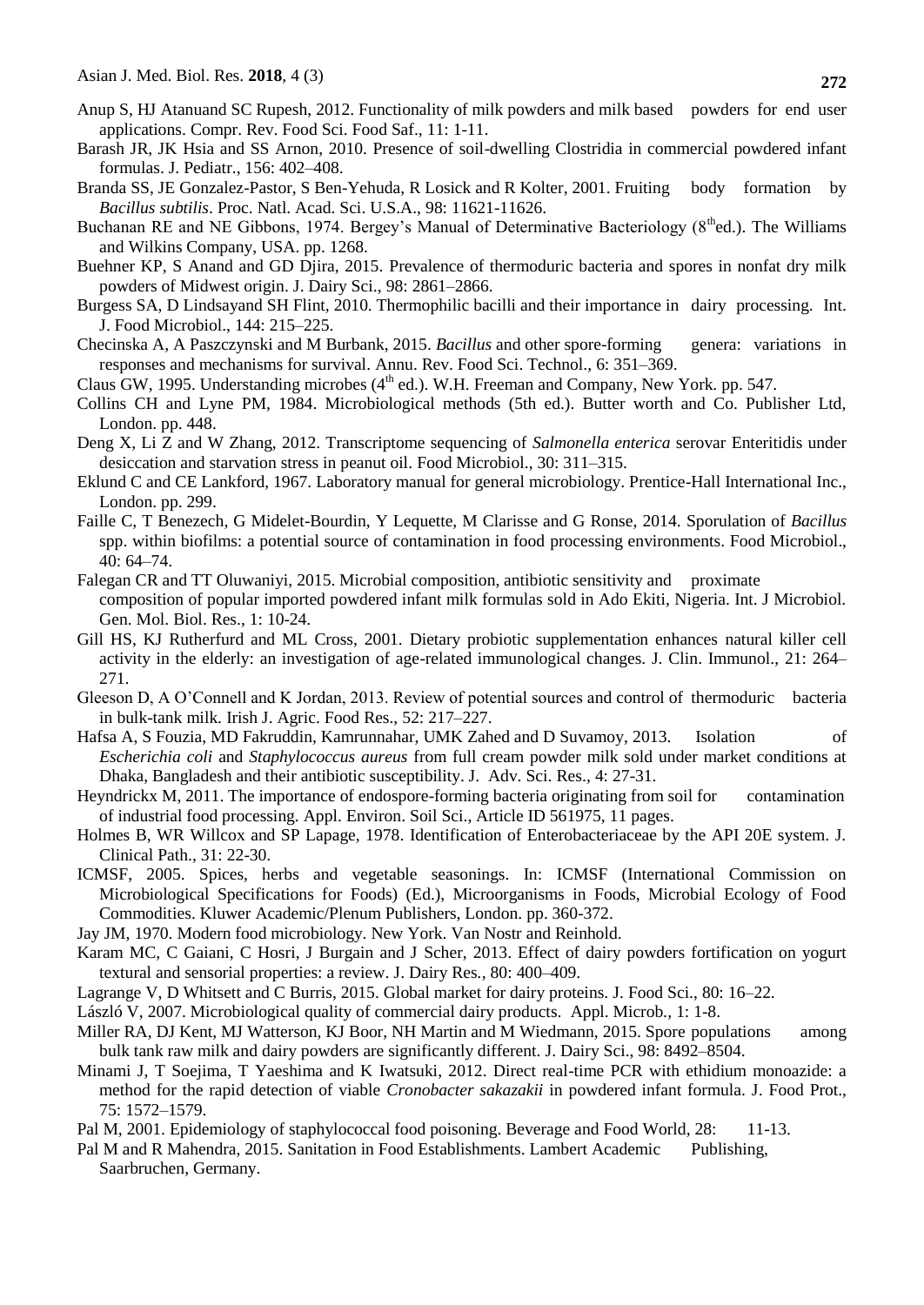Anup S, HJ Atanuand SC Rupesh, 2012. Functionality of milk powders and milk based powders for end user applications. Compr. Rev. Food Sci. Food Saf., 11: 1-11.

Barash JR, JK Hsia and SS Arnon, 2010. Presence of soil-dwelling Clostridia in commercial powdered infant formulas. J. Pediatr., 156: 402–408.

Branda SS, JE Gonzalez-Pastor, S Ben-Yehuda, R Losick and R Kolter, 2001. Fruiting body formation by *Bacillus subtilis*. Proc. Natl. Acad. Sci. U.S.A., 98: 11621-11626.

Buchanan RE and NE Gibbons, 1974. Bergey's Manual of Determinative Bacteriology (8$^{th}$ed.). The Williams and Wilkins Company, USA. pp. 1268.

Buehner KP, S Anand and GD Djira, 2015. Prevalence of thermoduric bacteria and spores in nonfat dry milk powders of Midwest origin. J. Dairy Sci., 98: 2861–2866.

Burgess SA, D Lindsayand SH Flint, 2010. Thermophilic bacilli and their importance in dairy processing. Int. J. Food Microbiol., 144: 215–225.

Checinska A, A Paszczynski and M Burbank, 2015. *Bacillus* and other spore-forming genera: variations in responses and mechanisms for survival. Annu. Rev. Food Sci. Technol., 6: 351–369.

Claus GW, 1995. Understanding microbes (4$^{th}$ ed.). W.H. Freeman and Company, New York. pp. 547.

Collins CH and Lyne PM, 1984. Microbiological methods (5th ed.). Butter worth and Co. Publisher Ltd, London. pp. 448.

Deng X, Li Z and W Zhang, 2012. Transcriptome sequencing of *Salmonella enterica* serovar Enteritidis under desiccation and starvation stress in peanut oil. Food Microbiol., 30: 311–315.

Eklund C and CE Lankford, 1967. Laboratory manual for general microbiology. Prentice-Hall International Inc., London. pp. 299.

Faille C, T Benezech, G Midelet-Bourdin, Y Lequette, M Clarisse and G Ronse, 2014. Sporulation of *Bacillus* spp. within biofilms: a potential source of contamination in food processing environments. Food Microbiol., 40: 64–74.

Falegan CR and TT Oluwaniyi, 2015. Microbial composition, antibiotic sensitivity and proximate composition of popular imported powdered infant milk formulas sold in Ado Ekiti, Nigeria. Int. J Microbiol. Gen. Mol. Biol. Res., 1: 10-24.

Gill HS, KJ Rutherfurd and ML Cross, 2001. Dietary probiotic supplementation enhances natural killer cell activity in the elderly: an investigation of age-related immunological changes. J. Clin. Immunol., 21: 264–271.

Gleeson D, A O'Connell and K Jordan, 2013. Review of potential sources and control of thermoduric bacteria in bulk-tank milk. Irish J. Agric. Food Res., 52: 217–227.

Hafsa A, S Fouzia, MD Fakruddin, Kamrunnahar, UMK Zahed and D Suvamoy, 2013. Isolation of *Escherichia coli* and *Staphylococcus aureus* from full cream powder milk sold under market conditions at Dhaka, Bangladesh and their antibiotic susceptibility. J. Adv. Sci. Res., 4: 27-31.

Heyndrickx M, 2011. The importance of endospore-forming bacteria originating from soil for contamination of industrial food processing. Appl. Environ. Soil Sci., Article ID 561975, 11 pages.

Holmes B, WR Willcox and SP Lapage, 1978. Identification of Enterobacteriaceae by the API 20E system. J. Clinical Path., 31: 22-30.

ICMSF, 2005. Spices, herbs and vegetable seasonings. In: ICMSF (International Commission on Microbiological Specifications for Foods) (Ed.), Microorganisms in Foods, Microbial Ecology of Food Commodities. Kluwer Academic/Plenum Publishers, London. pp. 360-372.

Jay JM, 1970. Modern food microbiology. New York. Van Nostr and Reinhold.

Karam MC, C Gaiani, C Hosri, J Burgain and J Scher, 2013. Effect of dairy powders fortification on yogurt textural and sensorial properties: a review. J. Dairy Res., 80: 400–409.

Lagrange V, D Whitsett and C Burris, 2015. Global market for dairy proteins. J. Food Sci., 80: 16–22.

László V, 2007. Microbiological quality of commercial dairy products. Appl. Microb., 1: 1-8.

Miller RA, DJ Kent, MJ Watterson, KJ Boor, NH Martin and M Wiedmann, 2015. Spore populations among bulk tank raw milk and dairy powders are significantly different. J. Dairy Sci., 98: 8492–8504.

Minami J, T Soejima, T Yaeshima and K Iwatsuki, 2012. Direct real-time PCR with ethidium monoazide: a method for the rapid detection of viable *Cronobacter sakazakii* in powdered infant formula. J. Food Prot., 75: 1572–1579.

Pal M, 2001. Epidemiology of staphylococcal food poisoning. Beverage and Food World, 28: 11-13.

Pal M and R Mahendra, 2015. Sanitation in Food Establishments. Lambert Academic Publishing, Saarbruchen, Germany.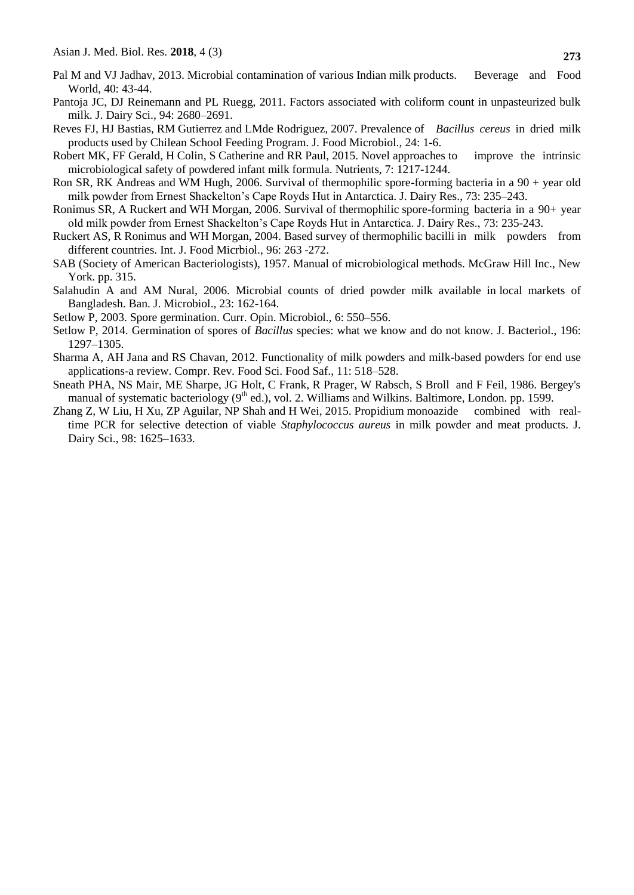Pal M and VJ Jadhav, 2013. Microbial contamination of various Indian milk products. Beverage and Food World, 40: 43-44.

Pantoja JC, DJ Reinemann and PL Ruegg, 2011. Factors associated with coliform count in unpasteurized bulk milk. J. Dairy Sci., 94: 2680–2691.

Reves FJ, HJ Bastias, RM Gutierrez and LMde Rodriguez, 2007. Prevalence of *Bacillus cereus* in dried milk products used by Chilean School Feeding Program. J. Food Microbiol., 24: 1-6.

Robert MK, FF Gerald, H Colin, S Catherine and RR Paul, 2015. Novel approaches to improve the intrinsic microbiological safety of powdered infant milk formula. Nutrients, 7: 1217-1244.

Ron SR, RK Andreas and WM Hugh, 2006. Survival of thermophilic spore-forming bacteria in a 90 + year old milk powder from Ernest Shackelton's Cape Royds Hut in Antarctica. J. Dairy Res., 73: 235–243.

Ronimus SR, A Ruckert and WH Morgan, 2006. Survival of thermophilic spore-forming bacteria in a 90+ year old milk powder from Ernest Shackelton's Cape Royds Hut in Antarctica. J. Dairy Res., 73: 235-243.

Ruckert AS, R Ronimus and WH Morgan, 2004. Based survey of thermophilic bacilli in milk powders from different countries. Int. J. Food Micrbiol., 96: 263 -272.

SAB (Society of American Bacteriologists), 1957. Manual of microbiological methods. McGraw Hill Inc., New York. pp. 315.

Salahudin A and AM Nural, 2006. Microbial counts of dried powder milk available in local markets of Bangladesh. Ban. J. Microbiol., 23: 162-164.

Setlow P, 2003. Spore germination. Curr. Opin. Microbiol., 6: 550–556.

Setlow P, 2014. Germination of spores of *Bacillus* species: what we know and do not know. J. Bacteriol., 196: 1297–1305.

Sharma A, AH Jana and RS Chavan, 2012. Functionality of milk powders and milk-based powders for end use applications-a review. Compr. Rev. Food Sci. Food Saf., 11: 518–528.

Sneath PHA, NS Mair, ME Sharpe, JG Holt, C Frank, R Prager, W Rabsch, S Broll and F Feil, 1986. Bergey's manual of systematic bacteriology (9th ed.), vol. 2. Williams and Wilkins. Baltimore, London. pp. 1599.

Zhang Z, W Liu, H Xu, ZP Aguilar, NP Shah and H Wei, 2015. Propidium monoazide combined with real-time PCR for selective detection of viable *Staphylococcus aureus* in milk powder and meat products. J. Dairy Sci., 98: 1625–1633.